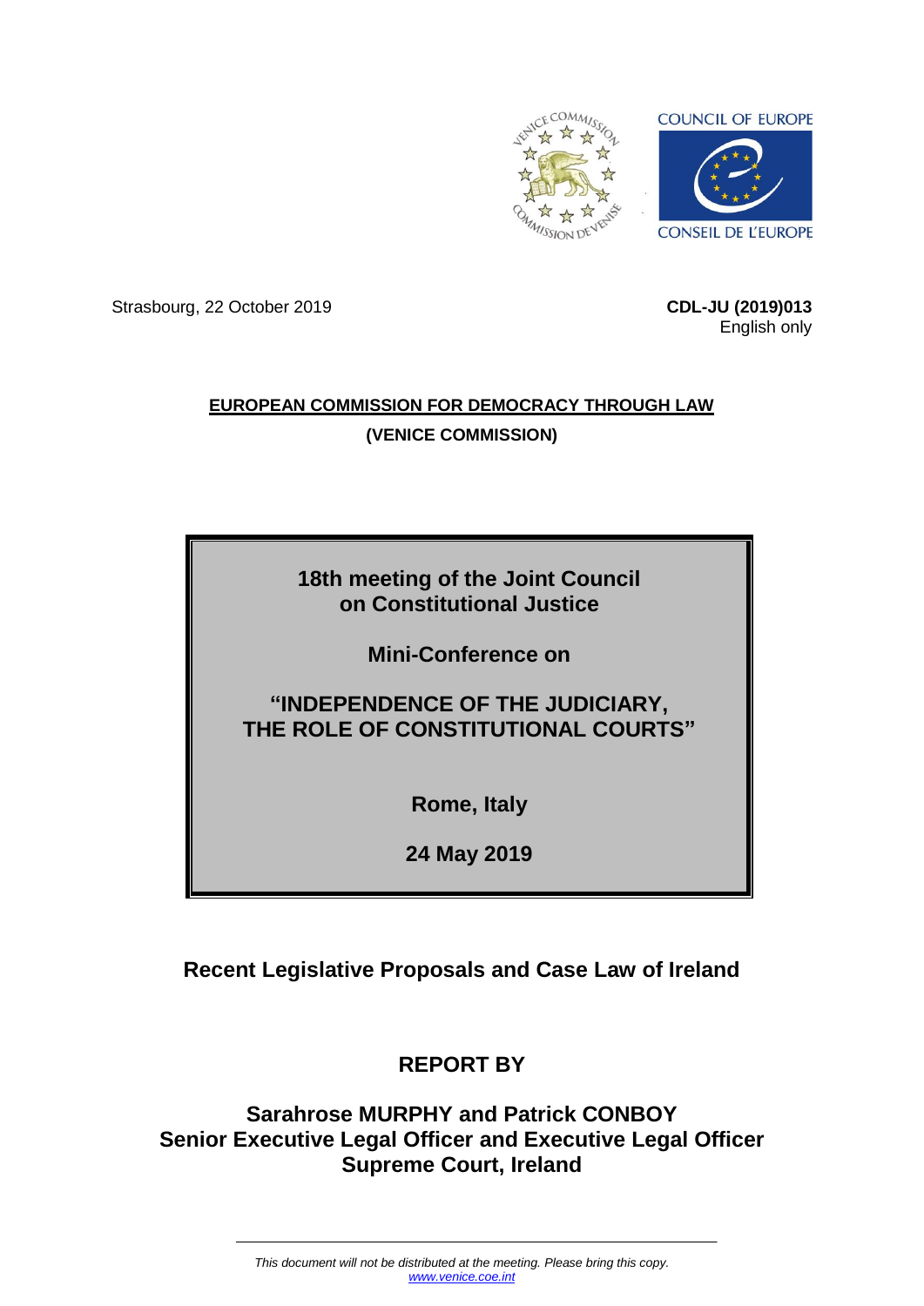COUNCIL OF EUROPE

CONSEIL DE L'EUROPE

Strasbourg, 22 October 2019

**CDL-JU (2019)013**
English only

**EUROPEAN COMMISSION FOR DEMOCRACY THROUGH LAW**

**(VENICE COMMISSION)**

**18th meeting of the Joint Council on Constitutional Justice**

**Mini-Conference on**

**"INDEPENDENCE OF THE JUDICIARY, THE ROLE OF CONSTITUTIONAL COURTS"**

**Rome, Italy**

**24 May 2019**

# Recent Legislative Proposals and Case Law of Ireland

## REPORT BY

**Sarahrose MURPHY and Patrick CONBOY**
**Senior Executive Legal Officer and Executive Legal Officer**
**Supreme Court, Ireland**

*This document will not be distributed at the meeting. Please bring this copy.*
*www.venice.coe.int*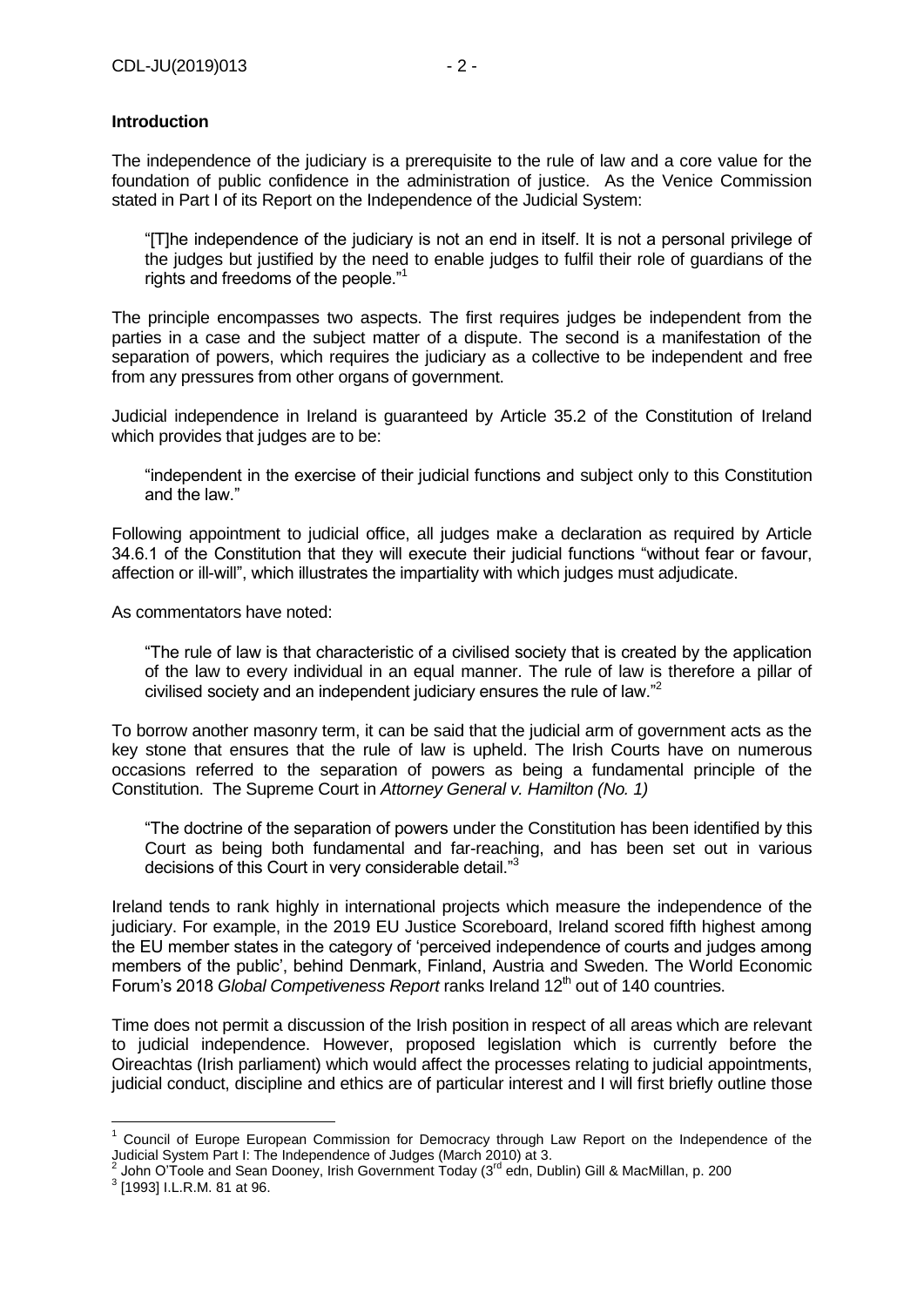**Introduction**

The independence of the judiciary is a prerequisite to the rule of law and a core value for the foundation of public confidence in the administration of justice. As the Venice Commission stated in Part I of its Report on the Independence of the Judicial System:

> "[T]he independence of the judiciary is not an end in itself. It is not a personal privilege of the judges but justified by the need to enable judges to fulfil their role of guardians of the rights and freedoms of the people."[1]

The principle encompasses two aspects. The first requires judges be independent from the parties in a case and the subject matter of a dispute. The second is a manifestation of the separation of powers, which requires the judiciary as a collective to be independent and free from any pressures from other organs of government.

Judicial independence in Ireland is guaranteed by Article 35.2 of the Constitution of Ireland which provides that judges are to be:

> "independent in the exercise of their judicial functions and subject only to this Constitution and the law."

Following appointment to judicial office, all judges make a declaration as required by Article 34.6.1 of the Constitution that they will execute their judicial functions "without fear or favour, affection or ill-will", which illustrates the impartiality with which judges must adjudicate.

As commentators have noted:

> "The rule of law is that characteristic of a civilised society that is created by the application of the law to every individual in an equal manner. The rule of law is therefore a pillar of civilised society and an independent judiciary ensures the rule of law."[2]

To borrow another masonry term, it can be said that the judicial arm of government acts as the key stone that ensures that the rule of law is upheld. The Irish Courts have on numerous occasions referred to the separation of powers as being a fundamental principle of the Constitution. The Supreme Court in *Attorney General v. Hamilton (No. 1)*

> "The doctrine of the separation of powers under the Constitution has been identified by this Court as being both fundamental and far-reaching, and has been set out in various decisions of this Court in very considerable detail."[3]

Ireland tends to rank highly in international projects which measure the independence of the judiciary. For example, in the 2019 EU Justice Scoreboard, Ireland scored fifth highest among the EU member states in the category of 'perceived independence of courts and judges among members of the public', behind Denmark, Finland, Austria and Sweden. The World Economic Forum's 2018 *Global Competiveness Report* ranks Ireland 12th out of 140 countries.

Time does not permit a discussion of the Irish position in respect of all areas which are relevant to judicial independence. However, proposed legislation which is currently before the Oireachtas (Irish parliament) which would affect the processes relating to judicial appointments, judicial conduct, discipline and ethics are of particular interest and I will first briefly outline those

---

[1] Council of Europe European Commission for Democracy through Law Report on the Independence of the Judicial System Part I: The Independence of Judges (March 2010) at 3.

[2] John O'Toole and Sean Dooney, Irish Government Today (3rd edn, Dublin) Gill & MacMillan, p. 200

[3] [1993] I.L.R.M. 81 at 96.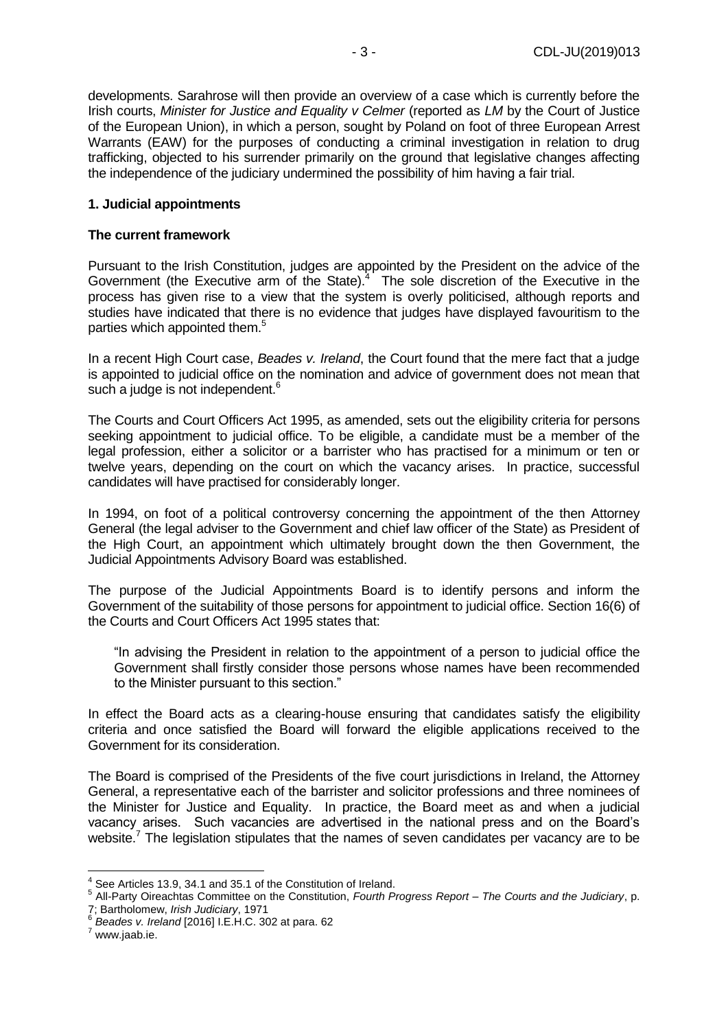developments. Sarahrose will then provide an overview of a case which is currently before the Irish courts, *Minister for Justice and Equality v Celmer* (reported as *LM* by the Court of Justice of the European Union), in which a person, sought by Poland on foot of three European Arrest Warrants (EAW) for the purposes of conducting a criminal investigation in relation to drug trafficking, objected to his surrender primarily on the ground that legislative changes affecting the independence of the judiciary undermined the possibility of him having a fair trial.

## 1. Judicial appointments

### The current framework

Pursuant to the Irish Constitution, judges are appointed by the President on the advice of the Government (the Executive arm of the State).[4] The sole discretion of the Executive in the process has given rise to a view that the system is overly politicised, although reports and studies have indicated that there is no evidence that judges have displayed favouritism to the parties which appointed them.[5]

In a recent High Court case, *Beades v. Ireland*, the Court found that the mere fact that a judge is appointed to judicial office on the nomination and advice of government does not mean that such a judge is not independent.[6]

The Courts and Court Officers Act 1995, as amended, sets out the eligibility criteria for persons seeking appointment to judicial office. To be eligible, a candidate must be a member of the legal profession, either a solicitor or a barrister who has practised for a minimum or ten or twelve years, depending on the court on which the vacancy arises. In practice, successful candidates will have practised for considerably longer.

In 1994, on foot of a political controversy concerning the appointment of the then Attorney General (the legal adviser to the Government and chief law officer of the State) as President of the High Court, an appointment which ultimately brought down the then Government, the Judicial Appointments Advisory Board was established.

The purpose of the Judicial Appointments Board is to identify persons and inform the Government of the suitability of those persons for appointment to judicial office. Section 16(6) of the Courts and Court Officers Act 1995 states that:

> "In advising the President in relation to the appointment of a person to judicial office the Government shall firstly consider those persons whose names have been recommended to the Minister pursuant to this section."

In effect the Board acts as a clearing-house ensuring that candidates satisfy the eligibility criteria and once satisfied the Board will forward the eligible applications received to the Government for its consideration.

The Board is comprised of the Presidents of the five court jurisdictions in Ireland, the Attorney General, a representative each of the barrister and solicitor professions and three nominees of the Minister for Justice and Equality. In practice, the Board meet as and when a judicial vacancy arises. Such vacancies are advertised in the national press and on the Board's website.[7] The legislation stipulates that the names of seven candidates per vacancy are to be

---

[4] See Articles 13.9, 34.1 and 35.1 of the Constitution of Ireland.

[5] All-Party Oireachtas Committee on the Constitution, *Fourth Progress Report – The Courts and the Judiciary*, p. 7; Bartholomew, *Irish Judiciary*, 1971

[6] *Beades v. Ireland* [2016] I.E.H.C. 302 at para. 62

[7] www.jaab.ie.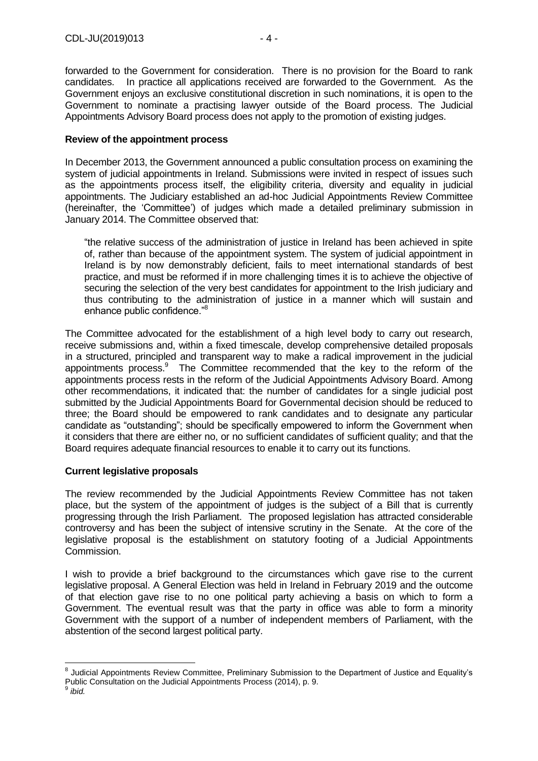forwarded to the Government for consideration. There is no provision for the Board to rank candidates. In practice all applications received are forwarded to the Government. As the Government enjoys an exclusive constitutional discretion in such nominations, it is open to the Government to nominate a practising lawyer outside of the Board process. The Judicial Appointments Advisory Board process does not apply to the promotion of existing judges.

**Review of the appointment process**

In December 2013, the Government announced a public consultation process on examining the system of judicial appointments in Ireland. Submissions were invited in respect of issues such as the appointments process itself, the eligibility criteria, diversity and equality in judicial appointments. The Judiciary established an ad-hoc Judicial Appointments Review Committee (hereinafter, the 'Committee') of judges which made a detailed preliminary submission in January 2014. The Committee observed that:

> "the relative success of the administration of justice in Ireland has been achieved in spite of, rather than because of the appointment system. The system of judicial appointment in Ireland is by now demonstrably deficient, fails to meet international standards of best practice, and must be reformed if in more challenging times it is to achieve the objective of securing the selection of the very best candidates for appointment to the Irish judiciary and thus contributing to the administration of justice in a manner which will sustain and enhance public confidence."[8]

The Committee advocated for the establishment of a high level body to carry out research, receive submissions and, within a fixed timescale, develop comprehensive detailed proposals in a structured, principled and transparent way to make a radical improvement in the judicial appointments process.[9] The Committee recommended that the key to the reform of the appointments process rests in the reform of the Judicial Appointments Advisory Board. Among other recommendations, it indicated that: the number of candidates for a single judicial post submitted by the Judicial Appointments Board for Governmental decision should be reduced to three; the Board should be empowered to rank candidates and to designate any particular candidate as "outstanding"; should be specifically empowered to inform the Government when it considers that there are either no, or no sufficient candidates of sufficient quality; and that the Board requires adequate financial resources to enable it to carry out its functions.

**Current legislative proposals**

The review recommended by the Judicial Appointments Review Committee has not taken place, but the system of the appointment of judges is the subject of a Bill that is currently progressing through the Irish Parliament. The proposed legislation has attracted considerable controversy and has been the subject of intensive scrutiny in the Senate. At the core of the legislative proposal is the establishment on statutory footing of a Judicial Appointments Commission.

I wish to provide a brief background to the circumstances which gave rise to the current legislative proposal. A General Election was held in Ireland in February 2019 and the outcome of that election gave rise to no one political party achieving a basis on which to form a Government. The eventual result was that the party in office was able to form a minority Government with the support of a number of independent members of Parliament, with the abstention of the second largest political party.

---

[8] Judicial Appointments Review Committee, Preliminary Submission to the Department of Justice and Equality's Public Consultation on the Judicial Appointments Process (2014), p. 9.

[9] *ibid.*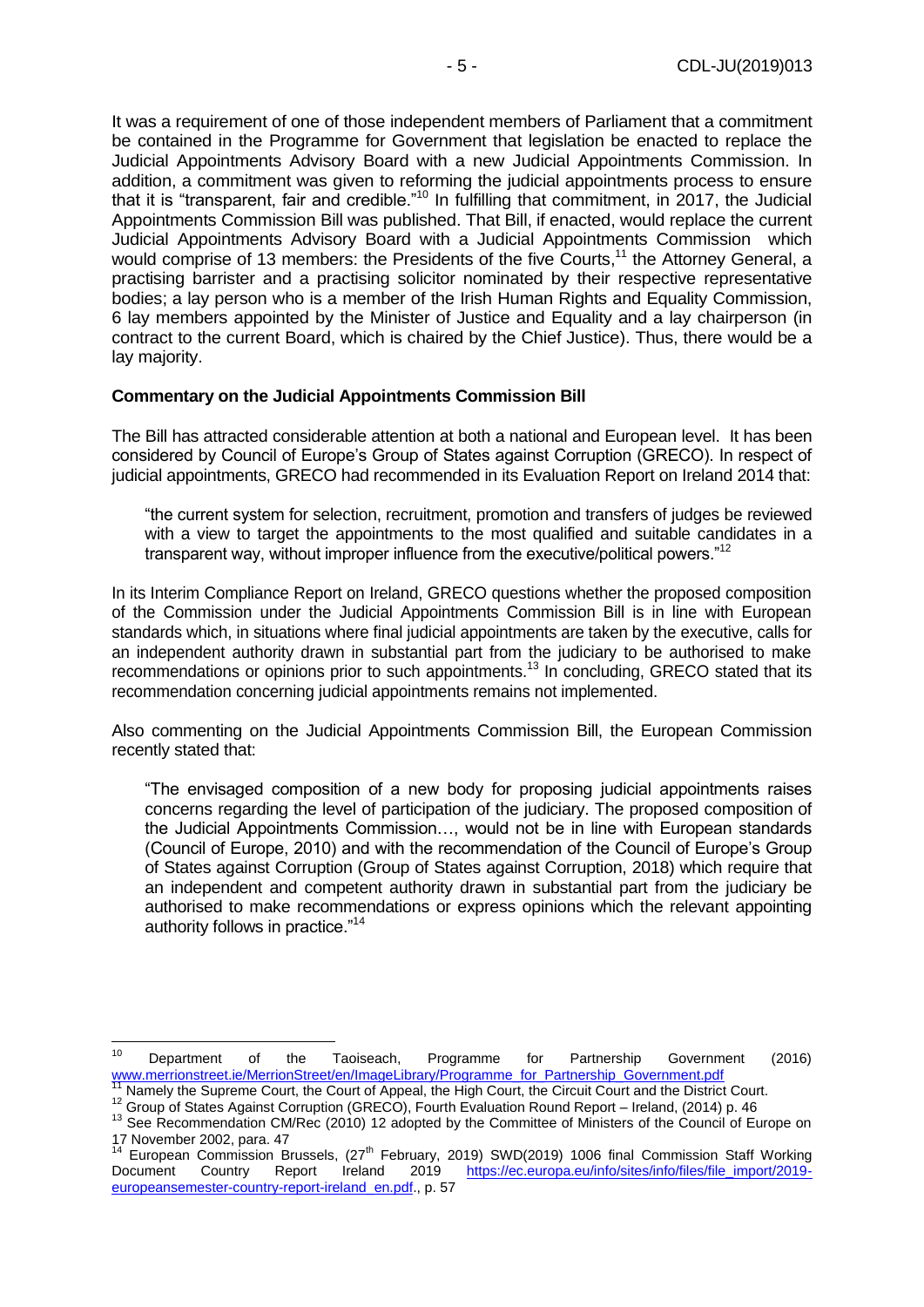It was a requirement of one of those independent members of Parliament that a commitment be contained in the Programme for Government that legislation be enacted to replace the Judicial Appointments Advisory Board with a new Judicial Appointments Commission. In addition, a commitment was given to reforming the judicial appointments process to ensure that it is "transparent, fair and credible."[10] In fulfilling that commitment, in 2017, the Judicial Appointments Commission Bill was published. That Bill, if enacted, would replace the current Judicial Appointments Advisory Board with a Judicial Appointments Commission which would comprise of 13 members: the Presidents of the five Courts,[11] the Attorney General, a practising barrister and a practising solicitor nominated by their respective representative bodies; a lay person who is a member of the Irish Human Rights and Equality Commission, 6 lay members appointed by the Minister of Justice and Equality and a lay chairperson (in contract to the current Board, which is chaired by the Chief Justice). Thus, there would be a lay majority.

**Commentary on the Judicial Appointments Commission Bill**

The Bill has attracted considerable attention at both a national and European level. It has been considered by Council of Europe's Group of States against Corruption (GRECO). In respect of judicial appointments, GRECO had recommended in its Evaluation Report on Ireland 2014 that:

> "the current system for selection, recruitment, promotion and transfers of judges be reviewed with a view to target the appointments to the most qualified and suitable candidates in a transparent way, without improper influence from the executive/political powers."[12]

In its Interim Compliance Report on Ireland, GRECO questions whether the proposed composition of the Commission under the Judicial Appointments Commission Bill is in line with European standards which, in situations where final judicial appointments are taken by the executive, calls for an independent authority drawn in substantial part from the judiciary to be authorised to make recommendations or opinions prior to such appointments.[13] In concluding, GRECO stated that its recommendation concerning judicial appointments remains not implemented.

Also commenting on the Judicial Appointments Commission Bill, the European Commission recently stated that:

> "The envisaged composition of a new body for proposing judicial appointments raises concerns regarding the level of participation of the judiciary. The proposed composition of the Judicial Appointments Commission…, would not be in line with European standards (Council of Europe, 2010) and with the recommendation of the Council of Europe's Group of States against Corruption (Group of States against Corruption, 2018) which require that an independent and competent authority drawn in substantial part from the judiciary be authorised to make recommendations or express opinions which the relevant appointing authority follows in practice."[14]

---

[10] Department of the Taoiseach, Programme for Partnership Government (2016) www.merrionstreet.ie/MerrionStreet/en/ImageLibrary/Programme_for_Partnership_Government.pdf

[11] Namely the Supreme Court, the Court of Appeal, the High Court, the Circuit Court and the District Court.

[12] Group of States Against Corruption (GRECO), Fourth Evaluation Round Report – Ireland, (2014) p. 46

[13] See Recommendation CM/Rec (2010) 12 adopted by the Committee of Ministers of the Council of Europe on 17 November 2002, para. 47

[14] European Commission Brussels, (27th February, 2019) SWD(2019) 1006 final Commission Staff Working Document Country Report Ireland 2019 https://ec.europa.eu/info/sites/info/files/file_import/2019-europeansemester-country-report-ireland_en.pdf., p. 57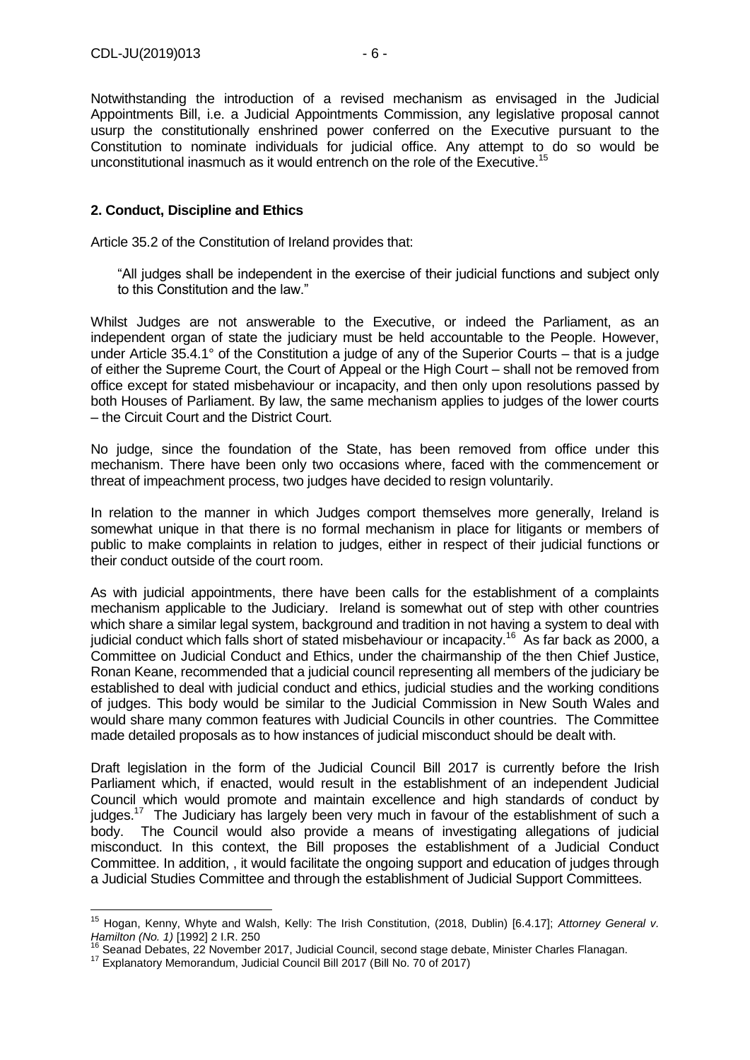Notwithstanding the introduction of a revised mechanism as envisaged in the Judicial Appointments Bill, i.e. a Judicial Appointments Commission, any legislative proposal cannot usurp the constitutionally enshrined power conferred on the Executive pursuant to the Constitution to nominate individuals for judicial office. Any attempt to do so would be unconstitutional inasmuch as it would entrench on the role of the Executive.[15]

## 2. Conduct, Discipline and Ethics

Article 35.2 of the Constitution of Ireland provides that:

> "All judges shall be independent in the exercise of their judicial functions and subject only to this Constitution and the law."

Whilst Judges are not answerable to the Executive, or indeed the Parliament, as an independent organ of state the judiciary must be held accountable to the People. However, under Article 35.4.1° of the Constitution a judge of any of the Superior Courts – that is a judge of either the Supreme Court, the Court of Appeal or the High Court – shall not be removed from office except for stated misbehaviour or incapacity, and then only upon resolutions passed by both Houses of Parliament. By law, the same mechanism applies to judges of the lower courts – the Circuit Court and the District Court.

No judge, since the foundation of the State, has been removed from office under this mechanism. There have been only two occasions where, faced with the commencement or threat of impeachment process, two judges have decided to resign voluntarily.

In relation to the manner in which Judges comport themselves more generally, Ireland is somewhat unique in that there is no formal mechanism in place for litigants or members of public to make complaints in relation to judges, either in respect of their judicial functions or their conduct outside of the court room.

As with judicial appointments, there have been calls for the establishment of a complaints mechanism applicable to the Judiciary. Ireland is somewhat out of step with other countries which share a similar legal system, background and tradition in not having a system to deal with judicial conduct which falls short of stated misbehaviour or incapacity.[16] As far back as 2000, a Committee on Judicial Conduct and Ethics, under the chairmanship of the then Chief Justice, Ronan Keane, recommended that a judicial council representing all members of the judiciary be established to deal with judicial conduct and ethics, judicial studies and the working conditions of judges. This body would be similar to the Judicial Commission in New South Wales and would share many common features with Judicial Councils in other countries. The Committee made detailed proposals as to how instances of judicial misconduct should be dealt with.

Draft legislation in the form of the Judicial Council Bill 2017 is currently before the Irish Parliament which, if enacted, would result in the establishment of an independent Judicial Council which would promote and maintain excellence and high standards of conduct by judges.[17] The Judiciary has largely been very much in favour of the establishment of such a body. The Council would also provide a means of investigating allegations of judicial misconduct. In this context, the Bill proposes the establishment of a Judicial Conduct Committee. In addition, , it would facilitate the ongoing support and education of judges through a Judicial Studies Committee and through the establishment of Judicial Support Committees.

---

[15] Hogan, Kenny, Whyte and Walsh, Kelly: The Irish Constitution, (2018, Dublin) [6.4.17]; *Attorney General v. Hamilton (No. 1)* [1992] 2 I.R. 250

[16] Seanad Debates, 22 November 2017, Judicial Council, second stage debate, Minister Charles Flanagan.

[17] Explanatory Memorandum, Judicial Council Bill 2017 (Bill No. 70 of 2017)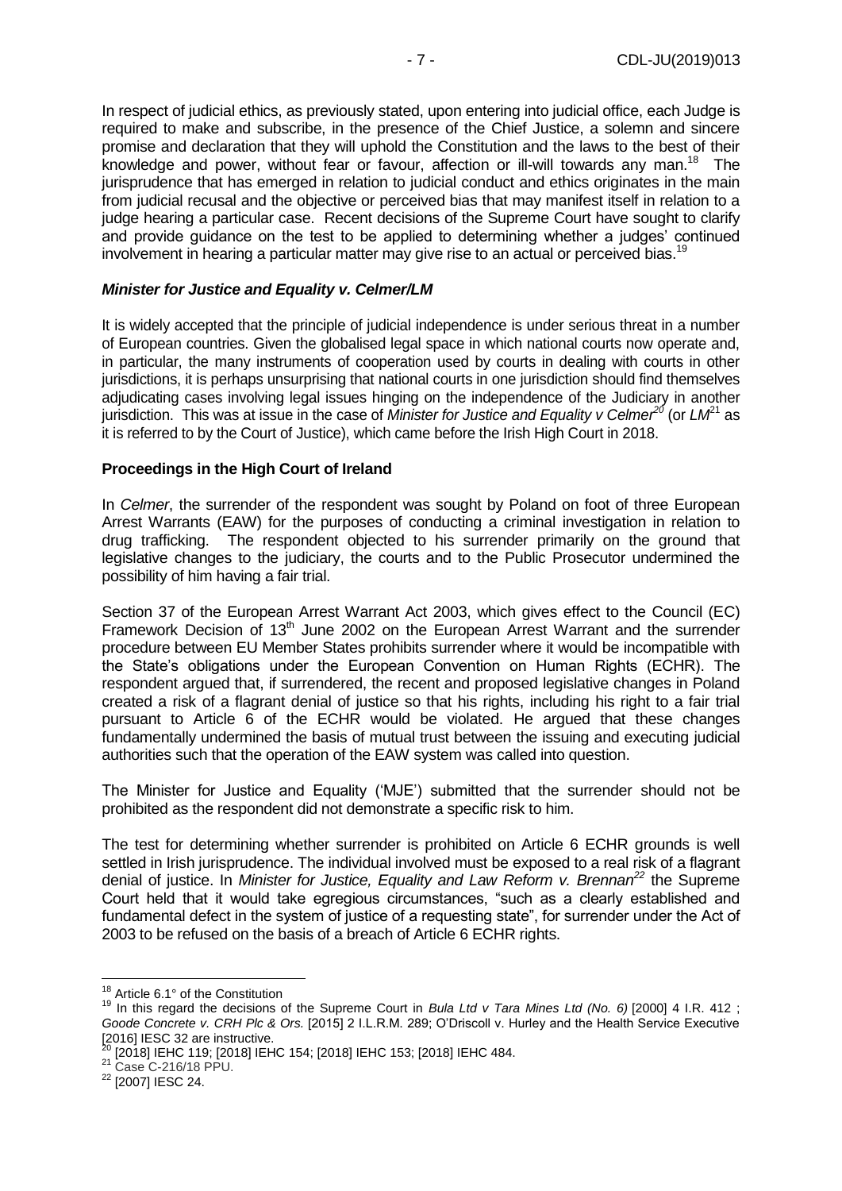In respect of judicial ethics, as previously stated, upon entering into judicial office, each Judge is required to make and subscribe, in the presence of the Chief Justice, a solemn and sincere promise and declaration that they will uphold the Constitution and the laws to the best of their knowledge and power, without fear or favour, affection or ill-will towards any man.[18] The jurisprudence that has emerged in relation to judicial conduct and ethics originates in the main from judicial recusal and the objective or perceived bias that may manifest itself in relation to a judge hearing a particular case. Recent decisions of the Supreme Court have sought to clarify and provide guidance on the test to be applied to determining whether a judges' continued involvement in hearing a particular matter may give rise to an actual or perceived bias.[19]

### *Minister for Justice and Equality v. Celmer/LM*

It is widely accepted that the principle of judicial independence is under serious threat in a number of European countries. Given the globalised legal space in which national courts now operate and, in particular, the many instruments of cooperation used by courts in dealing with courts in other jurisdictions, it is perhaps unsurprising that national courts in one jurisdiction should find themselves adjudicating cases involving legal issues hinging on the independence of the Judiciary in another jurisdiction. This was at issue in the case of *Minister for Justice and Equality v Celmer*[20] (or *LM*[21] as it is referred to by the Court of Justice), which came before the Irish High Court in 2018.

### **Proceedings in the High Court of Ireland**

In *Celmer*, the surrender of the respondent was sought by Poland on foot of three European Arrest Warrants (EAW) for the purposes of conducting a criminal investigation in relation to drug trafficking. The respondent objected to his surrender primarily on the ground that legislative changes to the judiciary, the courts and to the Public Prosecutor undermined the possibility of him having a fair trial.

Section 37 of the European Arrest Warrant Act 2003, which gives effect to the Council (EC) Framework Decision of 13th June 2002 on the European Arrest Warrant and the surrender procedure between EU Member States prohibits surrender where it would be incompatible with the State's obligations under the European Convention on Human Rights (ECHR). The respondent argued that, if surrendered, the recent and proposed legislative changes in Poland created a risk of a flagrant denial of justice so that his rights, including his right to a fair trial pursuant to Article 6 of the ECHR would be violated. He argued that these changes fundamentally undermined the basis of mutual trust between the issuing and executing judicial authorities such that the operation of the EAW system was called into question.

The Minister for Justice and Equality ('MJE') submitted that the surrender should not be prohibited as the respondent did not demonstrate a specific risk to him.

The test for determining whether surrender is prohibited on Article 6 ECHR grounds is well settled in Irish jurisprudence. The individual involved must be exposed to a real risk of a flagrant denial of justice. In *Minister for Justice, Equality and Law Reform v. Brennan*[22] the Supreme Court held that it would take egregious circumstances, "such as a clearly established and fundamental defect in the system of justice of a requesting state", for surrender under the Act of 2003 to be refused on the basis of a breach of Article 6 ECHR rights.

---

[18] Article 6.1° of the Constitution

[19] In this regard the decisions of the Supreme Court in *Bula Ltd v Tara Mines Ltd (No. 6)* [2000] 4 I.R. 412 ; *Goode Concrete v. CRH Plc & Ors.* [2015] 2 I.L.R.M. 289; O'Driscoll v. Hurley and the Health Service Executive [2016] IESC 32 are instructive.

[20] [2018] IEHC 119; [2018] IEHC 154; [2018] IEHC 153; [2018] IEHC 484.

[21] Case C-216/18 PPU.

[22] [2007] IESC 24.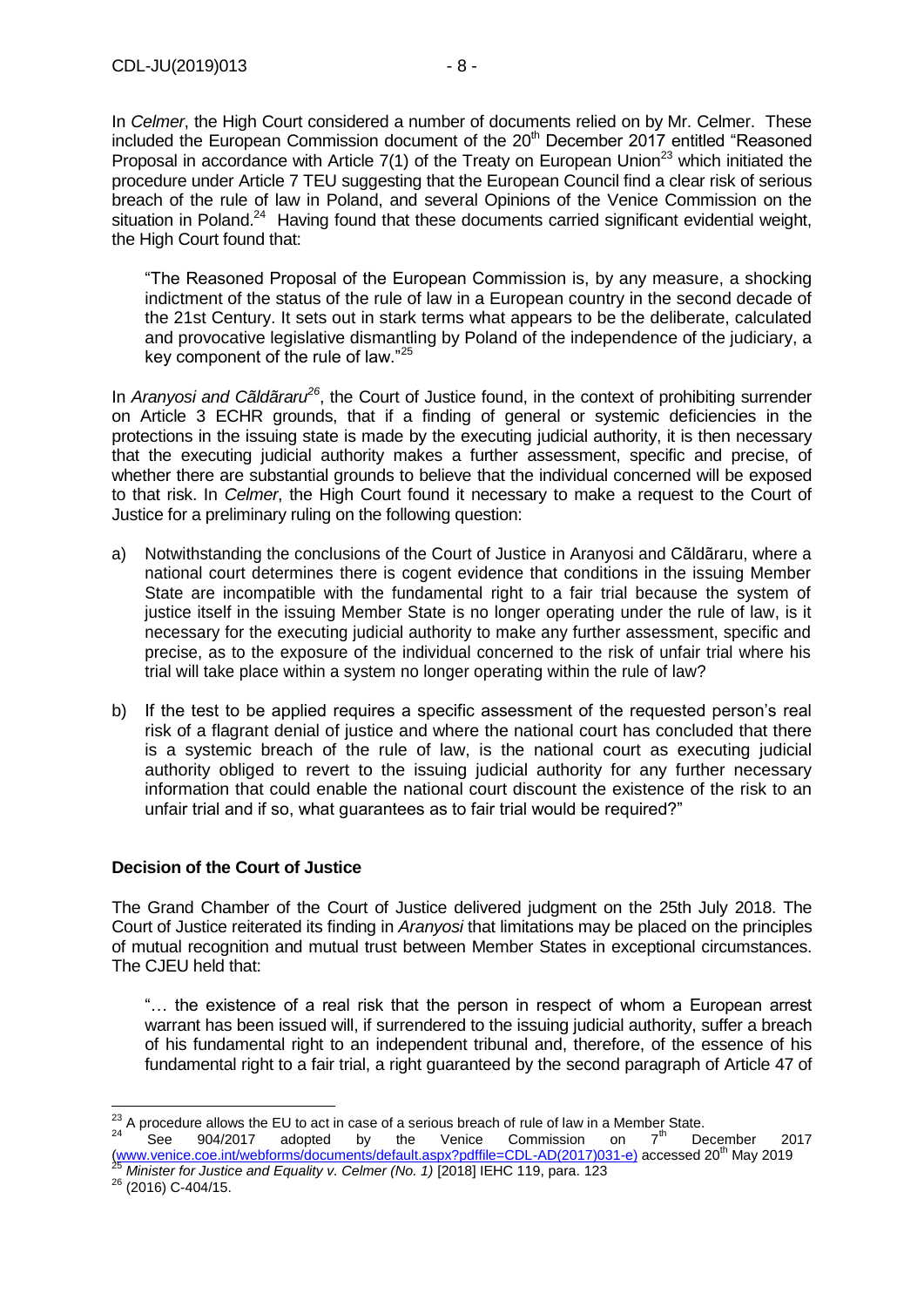In *Celmer*, the High Court considered a number of documents relied on by Mr. Celmer. These included the European Commission document of the 20th December 2017 entitled "Reasoned Proposal in accordance with Article 7(1) of the Treaty on European Union[23] which initiated the procedure under Article 7 TEU suggesting that the European Council find a clear risk of serious breach of the rule of law in Poland, and several Opinions of the Venice Commission on the situation in Poland.[24] Having found that these documents carried significant evidential weight, the High Court found that:

> "The Reasoned Proposal of the European Commission is, by any measure, a shocking indictment of the status of the rule of law in a European country in the second decade of the 21st Century. It sets out in stark terms what appears to be the deliberate, calculated and provocative legislative dismantling by Poland of the independence of the judiciary, a key component of the rule of law."[25]

In *Aranyosi and Cãldãraru*[26], the Court of Justice found, in the context of prohibiting surrender on Article 3 ECHR grounds, that if a finding of general or systemic deficiencies in the protections in the issuing state is made by the executing judicial authority, it is then necessary that the executing judicial authority makes a further assessment, specific and precise, of whether there are substantial grounds to believe that the individual concerned will be exposed to that risk. In *Celmer*, the High Court found it necessary to make a request to the Court of Justice for a preliminary ruling on the following question:

a) Notwithstanding the conclusions of the Court of Justice in Aranyosi and Cãldãraru, where a national court determines there is cogent evidence that conditions in the issuing Member State are incompatible with the fundamental right to a fair trial because the system of justice itself in the issuing Member State is no longer operating under the rule of law, is it necessary for the executing judicial authority to make any further assessment, specific and precise, as to the exposure of the individual concerned to the risk of unfair trial where his trial will take place within a system no longer operating within the rule of law?

b) If the test to be applied requires a specific assessment of the requested person's real risk of a flagrant denial of justice and where the national court has concluded that there is a systemic breach of the rule of law, is the national court as executing judicial authority obliged to revert to the issuing judicial authority for any further necessary information that could enable the national court discount the existence of the risk to an unfair trial and if so, what guarantees as to fair trial would be required?"

**Decision of the Court of Justice**

The Grand Chamber of the Court of Justice delivered judgment on the 25th July 2018. The Court of Justice reiterated its finding in *Aranyosi* that limitations may be placed on the principles of mutual recognition and mutual trust between Member States in exceptional circumstances. The CJEU held that:

> "… the existence of a real risk that the person in respect of whom a European arrest warrant has been issued will, if surrendered to the issuing judicial authority, suffer a breach of his fundamental right to an independent tribunal and, therefore, of the essence of his fundamental right to a fair trial, a right guaranteed by the second paragraph of Article 47 of

---

[23] A procedure allows the EU to act in case of a serious breach of rule of law in a Member State.

[24] See 904/2017 adopted by the Venice Commission on 7th December 2017 (www.venice.coe.int/webforms/documents/default.aspx?pdffile=CDL-AD(2017)031-e) accessed 20th May 2019

[25] *Minister for Justice and Equality v. Celmer (No. 1)* [2018] IEHC 119, para. 123

[26] (2016) C-404/15.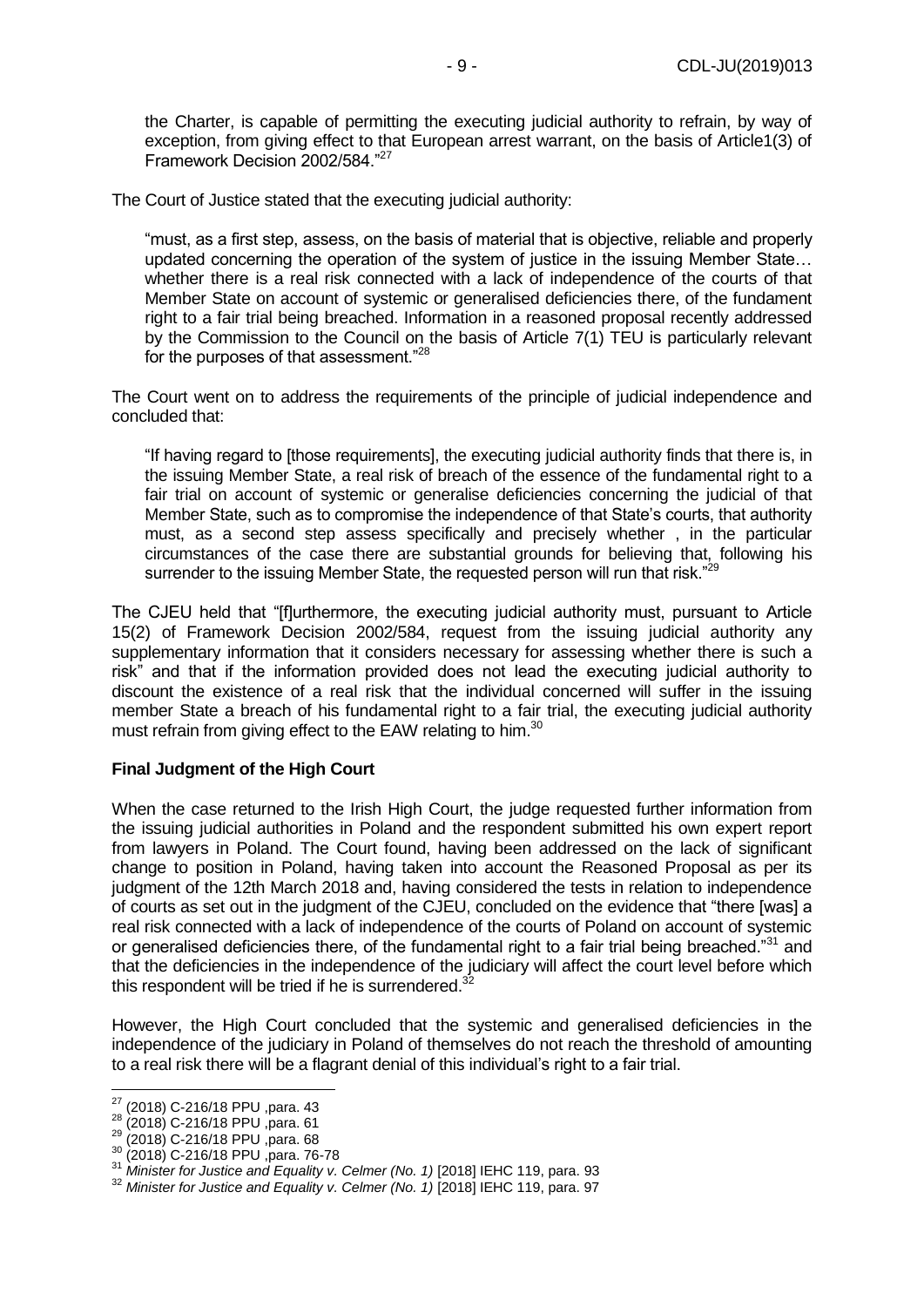the Charter, is capable of permitting the executing judicial authority to refrain, by way of exception, from giving effect to that European arrest warrant, on the basis of Article1(3) of Framework Decision 2002/584."[27]

The Court of Justice stated that the executing judicial authority:

> "must, as a first step, assess, on the basis of material that is objective, reliable and properly updated concerning the operation of the system of justice in the issuing Member State… whether there is a real risk connected with a lack of independence of the courts of that Member State on account of systemic or generalised deficiencies there, of the fundament right to a fair trial being breached. Information in a reasoned proposal recently addressed by the Commission to the Council on the basis of Article 7(1) TEU is particularly relevant for the purposes of that assessment."[28]

The Court went on to address the requirements of the principle of judicial independence and concluded that:

> "If having regard to [those requirements], the executing judicial authority finds that there is, in the issuing Member State, a real risk of breach of the essence of the fundamental right to a fair trial on account of systemic or generalise deficiencies concerning the judicial of that Member State, such as to compromise the independence of that State's courts, that authority must, as a second step assess specifically and precisely whether , in the particular circumstances of the case there are substantial grounds for believing that, following his surrender to the issuing Member State, the requested person will run that risk."[29]

The CJEU held that "[f]urthermore, the executing judicial authority must, pursuant to Article 15(2) of Framework Decision 2002/584, request from the issuing judicial authority any supplementary information that it considers necessary for assessing whether there is such a risk" and that if the information provided does not lead the executing judicial authority to discount the existence of a real risk that the individual concerned will suffer in the issuing member State a breach of his fundamental right to a fair trial, the executing judicial authority must refrain from giving effect to the EAW relating to him.[30]

**Final Judgment of the High Court**

When the case returned to the Irish High Court, the judge requested further information from the issuing judicial authorities in Poland and the respondent submitted his own expert report from lawyers in Poland. The Court found, having been addressed on the lack of significant change to position in Poland, having taken into account the Reasoned Proposal as per its judgment of the 12th March 2018 and, having considered the tests in relation to independence of courts as set out in the judgment of the CJEU, concluded on the evidence that "there [was] a real risk connected with a lack of independence of the courts of Poland on account of systemic or generalised deficiencies there, of the fundamental right to a fair trial being breached."[31] and that the deficiencies in the independence of the judiciary will affect the court level before which this respondent will be tried if he is surrendered.[32]

However, the High Court concluded that the systemic and generalised deficiencies in the independence of the judiciary in Poland of themselves do not reach the threshold of amounting to a real risk there will be a flagrant denial of this individual's right to a fair trial.

---

[27] (2018) C-216/18 PPU ,para. 43
[28] (2018) C-216/18 PPU ,para. 61
[29] (2018) C-216/18 PPU ,para. 68
[30] (2018) C-216/18 PPU ,para. 76-78
[31] *Minister for Justice and Equality v. Celmer (No. 1)* [2018] IEHC 119, para. 93
[32] *Minister for Justice and Equality v. Celmer (No. 1)* [2018] IEHC 119, para. 97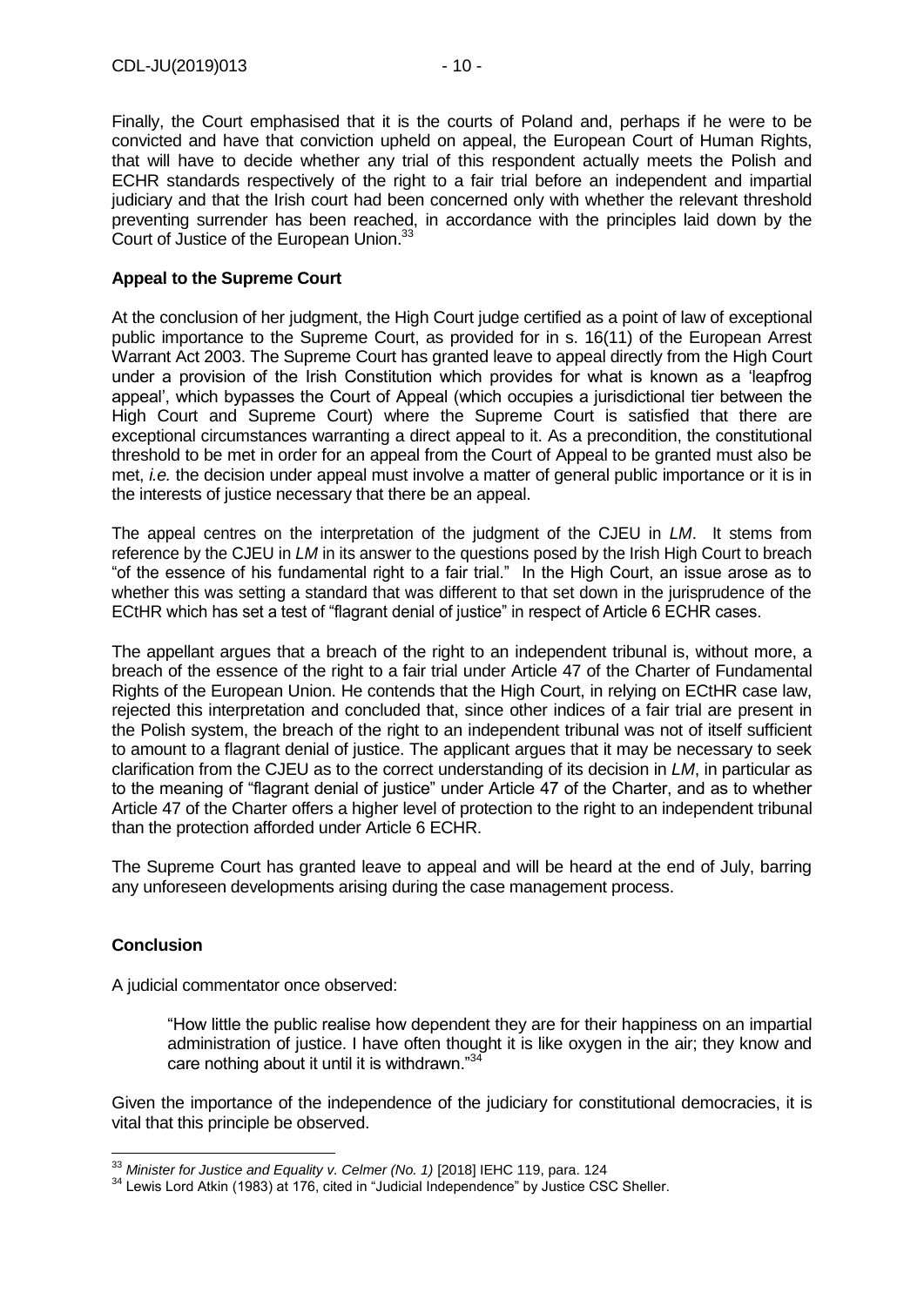Finally, the Court emphasised that it is the courts of Poland and, perhaps if he were to be convicted and have that conviction upheld on appeal, the European Court of Human Rights, that will have to decide whether any trial of this respondent actually meets the Polish and ECHR standards respectively of the right to a fair trial before an independent and impartial judiciary and that the Irish court had been concerned only with whether the relevant threshold preventing surrender has been reached, in accordance with the principles laid down by the Court of Justice of the European Union.[33]

**Appeal to the Supreme Court**

At the conclusion of her judgment, the High Court judge certified as a point of law of exceptional public importance to the Supreme Court, as provided for in s. 16(11) of the European Arrest Warrant Act 2003. The Supreme Court has granted leave to appeal directly from the High Court under a provision of the Irish Constitution which provides for what is known as a 'leapfrog appeal', which bypasses the Court of Appeal (which occupies a jurisdictional tier between the High Court and Supreme Court) where the Supreme Court is satisfied that there are exceptional circumstances warranting a direct appeal to it. As a precondition, the constitutional threshold to be met in order for an appeal from the Court of Appeal to be granted must also be met, *i.e.* the decision under appeal must involve a matter of general public importance or it is in the interests of justice necessary that there be an appeal.

The appeal centres on the interpretation of the judgment of the CJEU in *LM*. It stems from reference by the CJEU in *LM* in its answer to the questions posed by the Irish High Court to breach "of the essence of his fundamental right to a fair trial." In the High Court, an issue arose as to whether this was setting a standard that was different to that set down in the jurisprudence of the ECtHR which has set a test of "flagrant denial of justice" in respect of Article 6 ECHR cases.

The appellant argues that a breach of the right to an independent tribunal is, without more, a breach of the essence of the right to a fair trial under Article 47 of the Charter of Fundamental Rights of the European Union. He contends that the High Court, in relying on ECtHR case law, rejected this interpretation and concluded that, since other indices of a fair trial are present in the Polish system, the breach of the right to an independent tribunal was not of itself sufficient to amount to a flagrant denial of justice. The applicant argues that it may be necessary to seek clarification from the CJEU as to the correct understanding of its decision in *LM*, in particular as to the meaning of "flagrant denial of justice" under Article 47 of the Charter, and as to whether Article 47 of the Charter offers a higher level of protection to the right to an independent tribunal than the protection afforded under Article 6 ECHR.

The Supreme Court has granted leave to appeal and will be heard at the end of July, barring any unforeseen developments arising during the case management process.

**Conclusion**

A judicial commentator once observed:

> "How little the public realise how dependent they are for their happiness on an impartial administration of justice. I have often thought it is like oxygen in the air; they know and care nothing about it until it is withdrawn."[34]

Given the importance of the independence of the judiciary for constitutional democracies, it is vital that this principle be observed.

---

[33] *Minister for Justice and Equality v. Celmer (No. 1)* [2018] IEHC 119, para. 124

[34] Lewis Lord Atkin (1983) at 176, cited in "Judicial Independence" by Justice CSC Sheller.